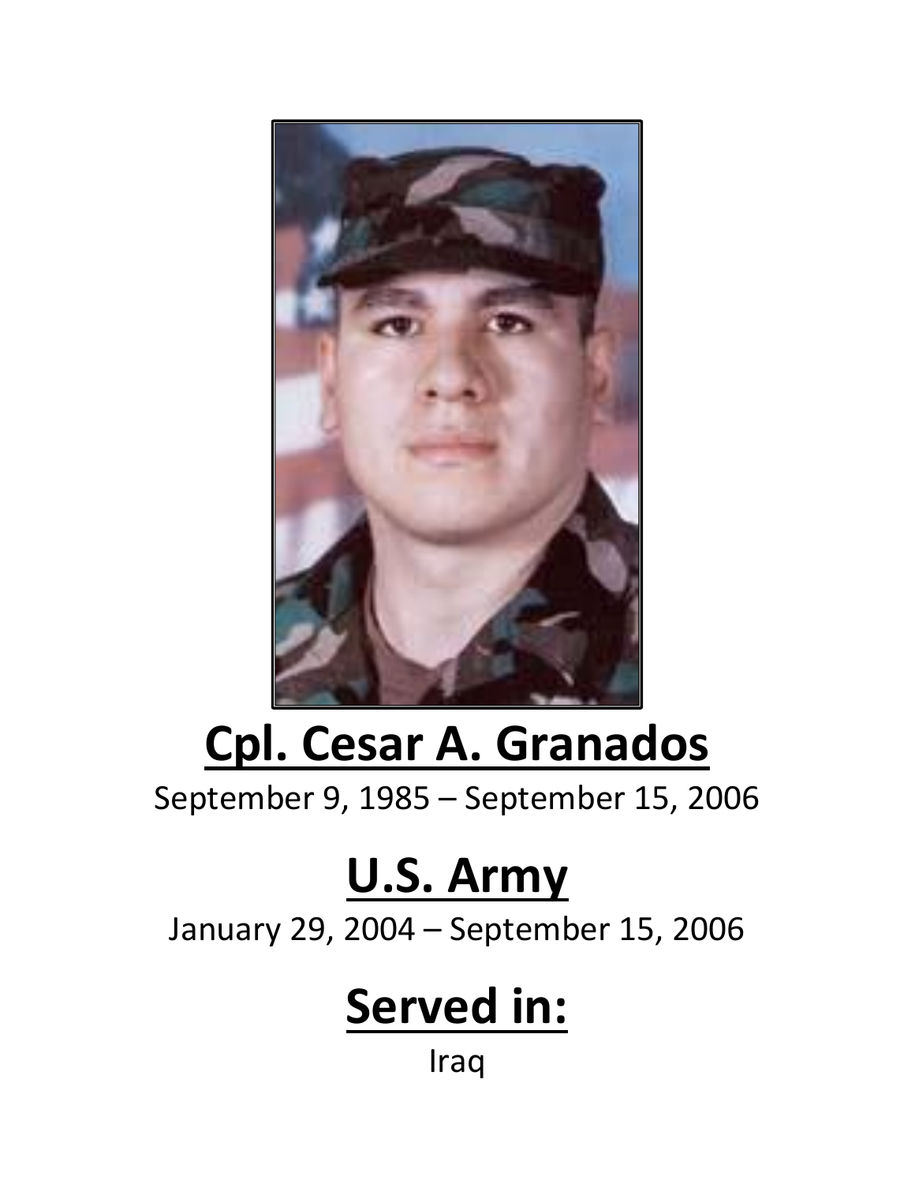# Cpl. Cesar A. Granados

September 9, 1985 – September 15, 2006

# U.S. Army

January 29, 2004 – September 15, 2006

# Served in:

Iraq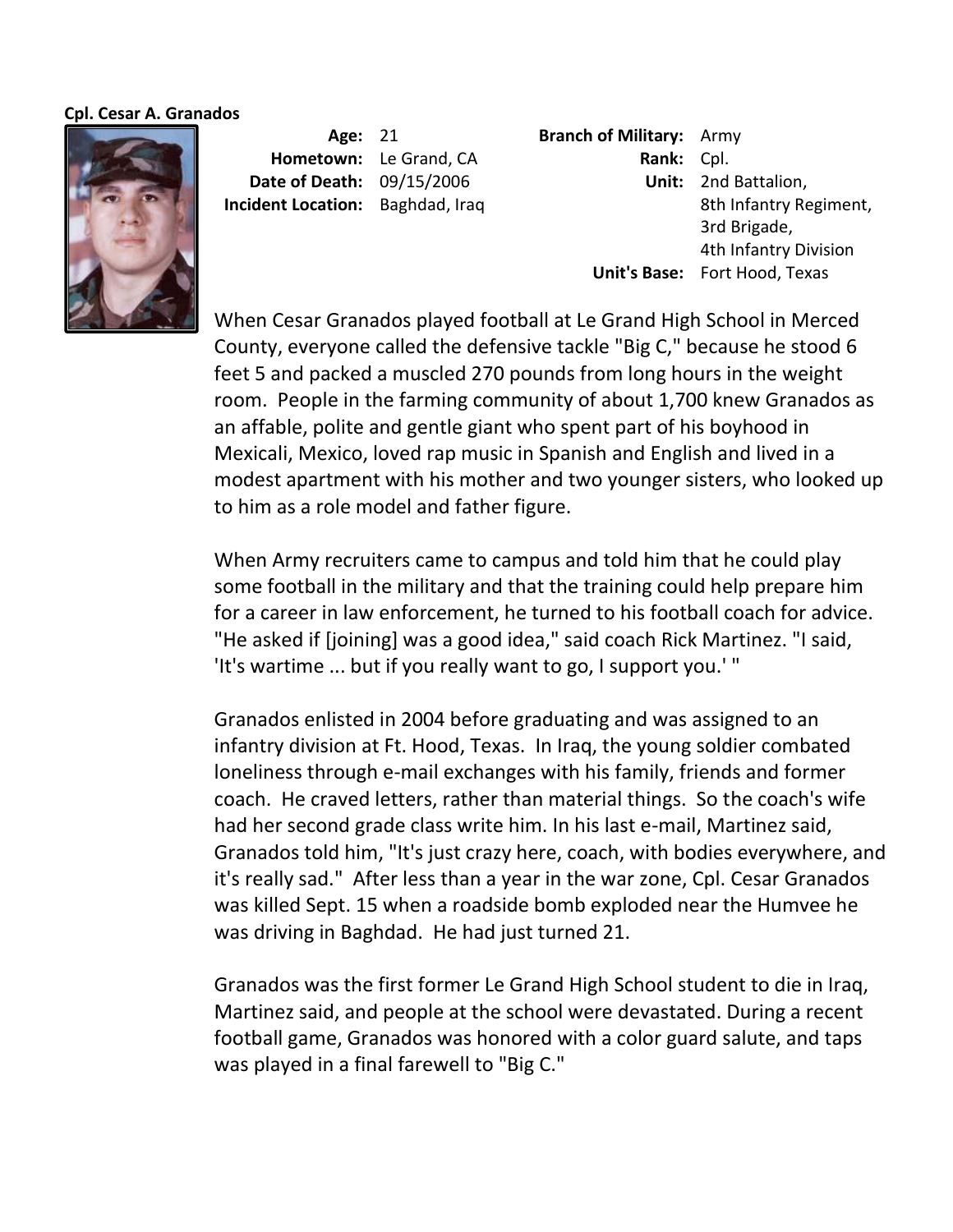**Cpl. Cesar A. Granados**

| | | | |
|---|---|---|---|
| **Age:** | 21 | **Branch of Military:** | Army |
| **Hometown:** | Le Grand, CA | **Rank:** | Cpl. |
| **Date of Death:** | 09/15/2006 | **Unit:** | 2nd Battalion, 8th Infantry Regiment, 3rd Brigade, 4th Infantry Division |
| **Incident Location:** | Baghdad, Iraq | **Unit's Base:** | Fort Hood, Texas |

When Cesar Granados played football at Le Grand High School in Merced County, everyone called the defensive tackle "Big C," because he stood 6 feet 5 and packed a muscled 270 pounds from long hours in the weight room. People in the farming community of about 1,700 knew Granados as an affable, polite and gentle giant who spent part of his boyhood in Mexicali, Mexico, loved rap music in Spanish and English and lived in a modest apartment with his mother and two younger sisters, who looked up to him as a role model and father figure.

When Army recruiters came to campus and told him that he could play some football in the military and that the training could help prepare him for a career in law enforcement, he turned to his football coach for advice. "He asked if [joining] was a good idea," said coach Rick Martinez. "I said, 'It's wartime ... but if you really want to go, I support you.' "

Granados enlisted in 2004 before graduating and was assigned to an infantry division at Ft. Hood, Texas. In Iraq, the young soldier combated loneliness through e-mail exchanges with his family, friends and former coach. He craved letters, rather than material things. So the coach's wife had her second grade class write him. In his last e-mail, Martinez said, Granados told him, "It's just crazy here, coach, with bodies everywhere, and it's really sad." After less than a year in the war zone, Cpl. Cesar Granados was killed Sept. 15 when a roadside bomb exploded near the Humvee he was driving in Baghdad. He had just turned 21.

Granados was the first former Le Grand High School student to die in Iraq, Martinez said, and people at the school were devastated. During a recent football game, Granados was honored with a color guard salute, and taps was played in a final farewell to "Big C."